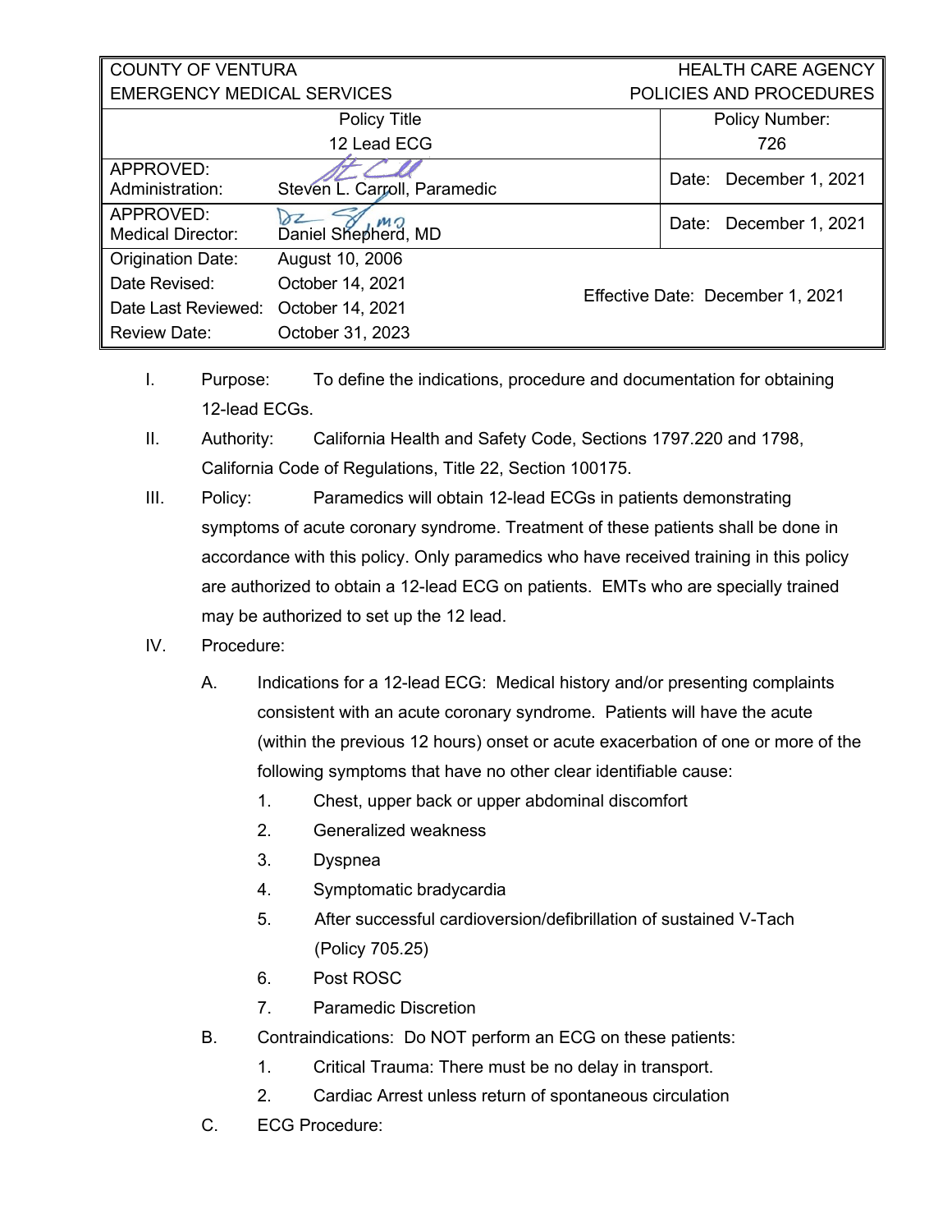| COUNTY OF VENTURA<br>EMERGENCY MEDICAL SERVICES | | HEALTH CARE AGENCY<br>POLICIES AND PROCEDURES |
|---|---|---|
| Policy Title<br>12 Lead ECG | | Policy Number:<br>726 |
| APPROVED:<br>Administration: | Steven L. Carroll, Paramedic | Date: December 1, 2021 |
| APPROVED:<br>Medical Director: | Daniel Shepherd, MD | Date: December 1, 2021 |
| Origination Date:<br>Date Revised:<br>Date Last Reviewed:<br>Review Date: | August 10, 2006<br>October 14, 2021<br>October 14, 2021<br>October 31, 2023 | Effective Date: December 1, 2021 |

I. Purpose: To define the indications, procedure and documentation for obtaining 12-lead ECGs.

II. Authority: California Health and Safety Code, Sections 1797.220 and 1798, California Code of Regulations, Title 22, Section 100175.

III. Policy: Paramedics will obtain 12-lead ECGs in patients demonstrating symptoms of acute coronary syndrome. Treatment of these patients shall be done in accordance with this policy. Only paramedics who have received training in this policy are authorized to obtain a 12-lead ECG on patients. EMTs who are specially trained may be authorized to set up the 12 lead.

IV. Procedure:

A. Indications for a 12-lead ECG: Medical history and/or presenting complaints consistent with an acute coronary syndrome. Patients will have the acute (within the previous 12 hours) onset or acute exacerbation of one or more of the following symptoms that have no other clear identifiable cause:

1. Chest, upper back or upper abdominal discomfort
2. Generalized weakness
3. Dyspnea
4. Symptomatic bradycardia
5. After successful cardioversion/defibrillation of sustained V-Tach (Policy 705.25)
6. Post ROSC
7. Paramedic Discretion

B. Contraindications: Do NOT perform an ECG on these patients:

1. Critical Trauma: There must be no delay in transport.
2. Cardiac Arrest unless return of spontaneous circulation

C. ECG Procedure: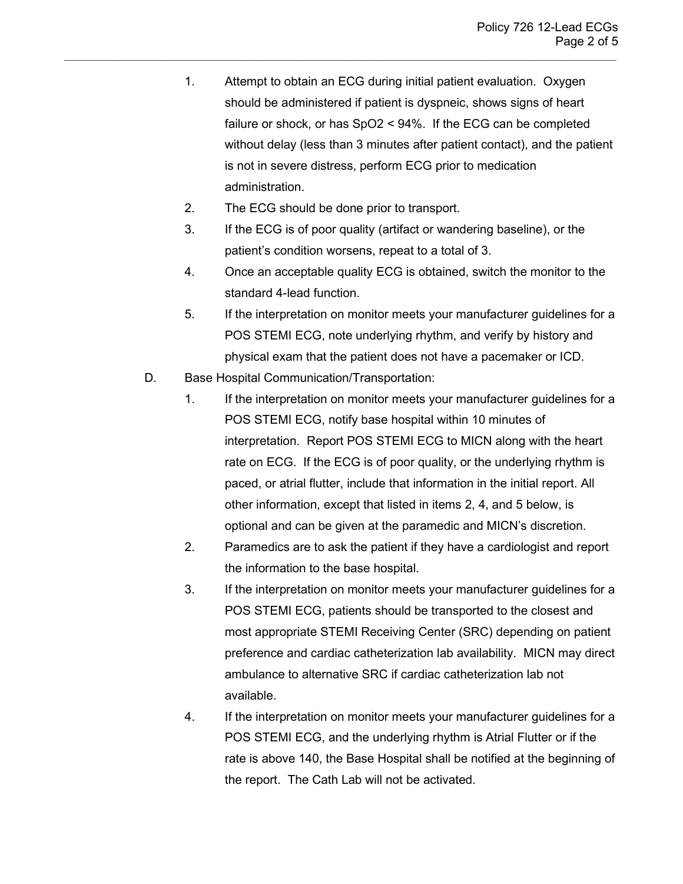1. Attempt to obtain an ECG during initial patient evaluation. Oxygen should be administered if patient is dyspneic, shows signs of heart failure or shock, or has SpO2 < 94%. If the ECG can be completed without delay (less than 3 minutes after patient contact), and the patient is not in severe distress, perform ECG prior to medication administration.
2. The ECG should be done prior to transport.
3. If the ECG is of poor quality (artifact or wandering baseline), or the patient's condition worsens, repeat to a total of 3.
4. Once an acceptable quality ECG is obtained, switch the monitor to the standard 4-lead function.
5. If the interpretation on monitor meets your manufacturer guidelines for a POS STEMI ECG, note underlying rhythm, and verify by history and physical exam that the patient does not have a pacemaker or ICD.

D. Base Hospital Communication/Transportation:

1. If the interpretation on monitor meets your manufacturer guidelines for a POS STEMI ECG, notify base hospital within 10 minutes of interpretation. Report POS STEMI ECG to MICN along with the heart rate on ECG. If the ECG is of poor quality, or the underlying rhythm is paced, or atrial flutter, include that information in the initial report. All other information, except that listed in items 2, 4, and 5 below, is optional and can be given at the paramedic and MICN's discretion.
2. Paramedics are to ask the patient if they have a cardiologist and report the information to the base hospital.
3. If the interpretation on monitor meets your manufacturer guidelines for a POS STEMI ECG, patients should be transported to the closest and most appropriate STEMI Receiving Center (SRC) depending on patient preference and cardiac catheterization lab availability. MICN may direct ambulance to alternative SRC if cardiac catheterization lab not available.
4. If the interpretation on monitor meets your manufacturer guidelines for a POS STEMI ECG, and the underlying rhythm is Atrial Flutter or if the rate is above 140, the Base Hospital shall be notified at the beginning of the report. The Cath Lab will not be activated.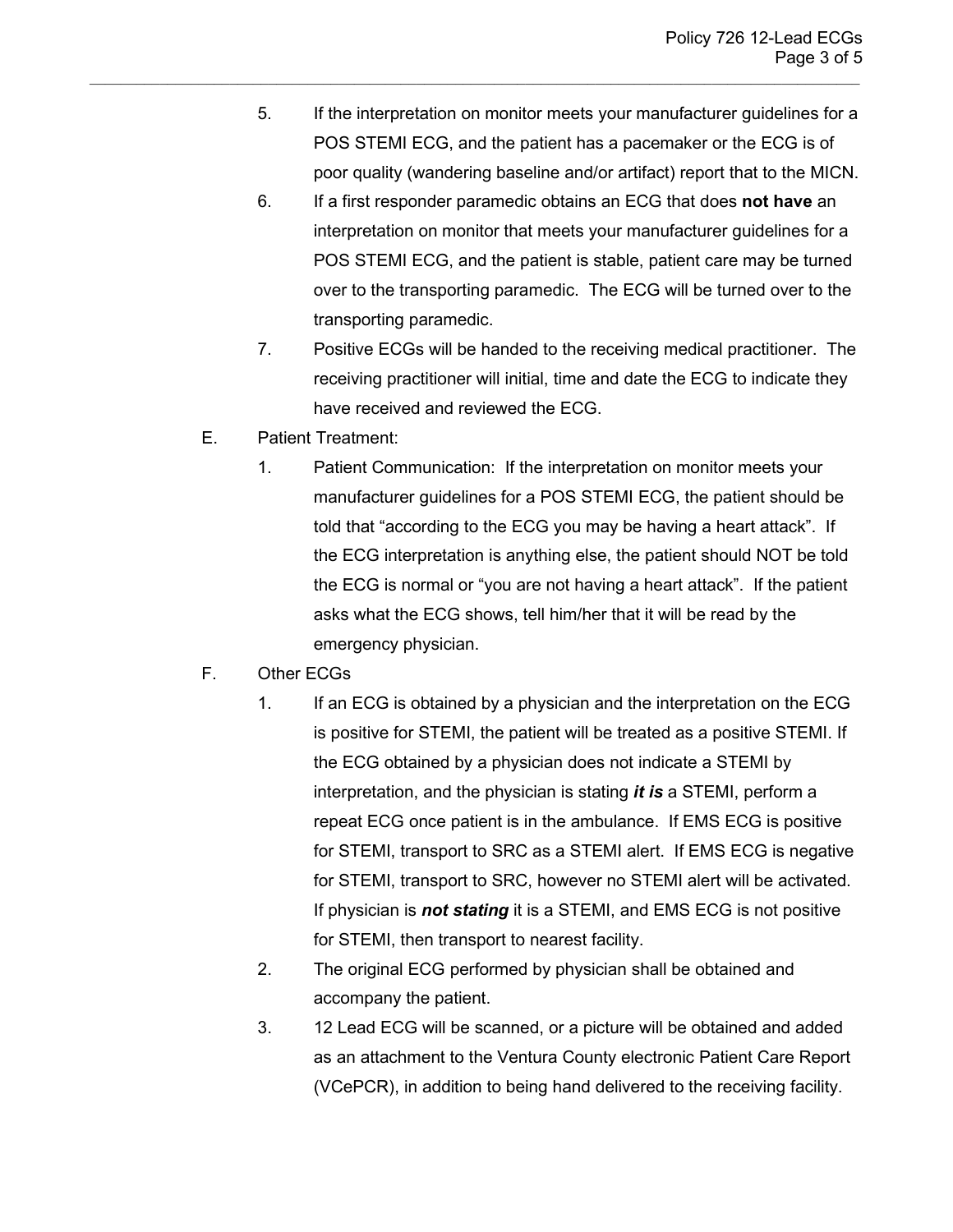5. If the interpretation on monitor meets your manufacturer guidelines for a POS STEMI ECG, and the patient has a pacemaker or the ECG is of poor quality (wandering baseline and/or artifact) report that to the MICN.
6. If a first responder paramedic obtains an ECG that does **not have** an interpretation on monitor that meets your manufacturer guidelines for a POS STEMI ECG, and the patient is stable, patient care may be turned over to the transporting paramedic. The ECG will be turned over to the transporting paramedic.
7. Positive ECGs will be handed to the receiving medical practitioner. The receiving practitioner will initial, time and date the ECG to indicate they have received and reviewed the ECG.

E. Patient Treatment:

1. Patient Communication: If the interpretation on monitor meets your manufacturer guidelines for a POS STEMI ECG, the patient should be told that "according to the ECG you may be having a heart attack". If the ECG interpretation is anything else, the patient should NOT be told the ECG is normal or "you are not having a heart attack". If the patient asks what the ECG shows, tell him/her that it will be read by the emergency physician.

F. Other ECGs

1. If an ECG is obtained by a physician and the interpretation on the ECG is positive for STEMI, the patient will be treated as a positive STEMI. If the ECG obtained by a physician does not indicate a STEMI by interpretation, and the physician is stating ***it is*** a STEMI, perform a repeat ECG once patient is in the ambulance. If EMS ECG is positive for STEMI, transport to SRC as a STEMI alert. If EMS ECG is negative for STEMI, transport to SRC, however no STEMI alert will be activated. If physician is ***not stating*** it is a STEMI, and EMS ECG is not positive for STEMI, then transport to nearest facility.
2. The original ECG performed by physician shall be obtained and accompany the patient.
3. 12 Lead ECG will be scanned, or a picture will be obtained and added as an attachment to the Ventura County electronic Patient Care Report (VCePCR), in addition to being hand delivered to the receiving facility.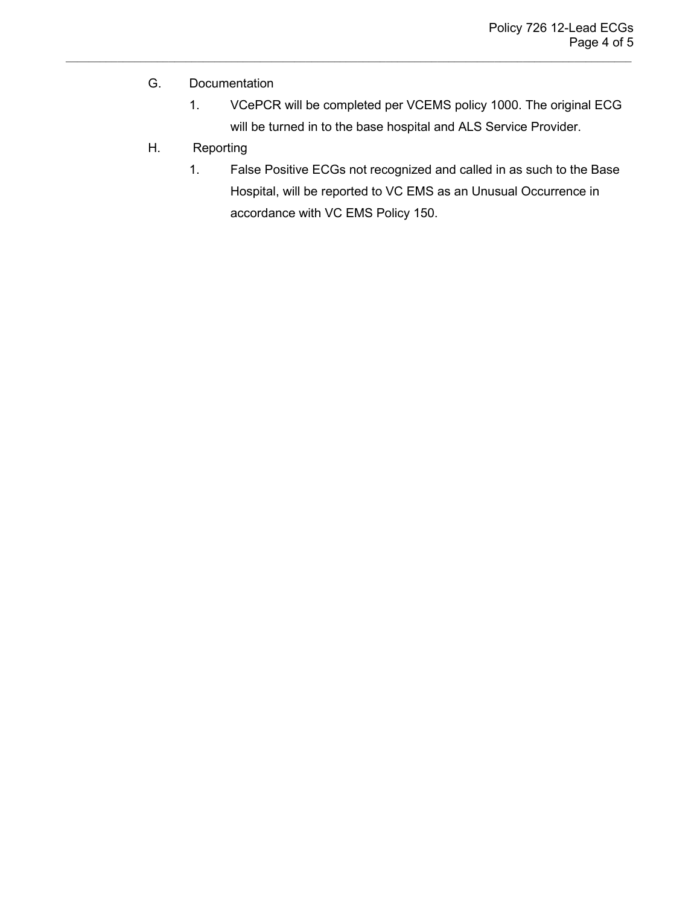G. Documentation

1. VCePCR will be completed per VCEMS policy 1000. The original ECG will be turned in to the base hospital and ALS Service Provider.

H. Reporting

1. False Positive ECGs not recognized and called in as such to the Base Hospital, will be reported to VC EMS as an Unusual Occurrence in accordance with VC EMS Policy 150.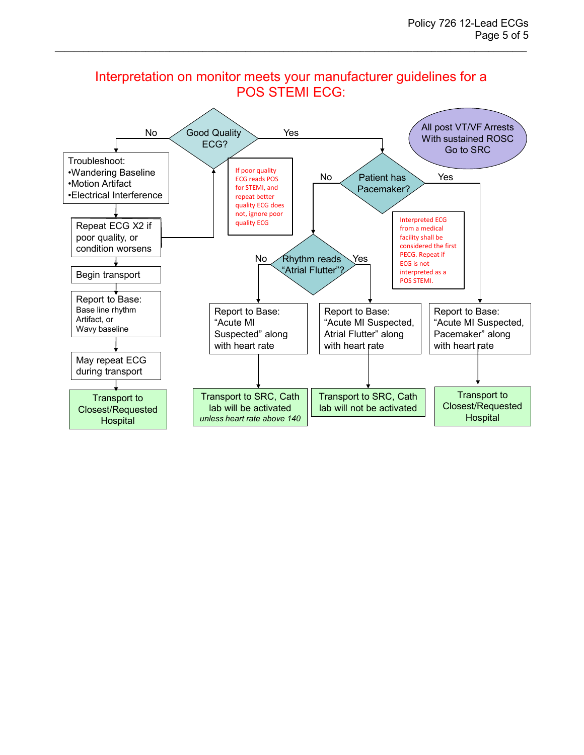## Interpretation on monitor meets your manufacturer guidelines for a POS STEMI ECG:

Good Quality ECG?

No

Troubleshoot:
- Wandering Baseline
- Motion Artifact
- Electrical Interference

Repeat ECG X2 if poor quality, or condition worsens

Begin transport

Report to Base:
Base line rhythm
Artifact, or
Wavy baseline

May repeat ECG during transport

Transport to Closest/Requested Hospital

Yes

If poor quality ECG reads POS for STEMI, and repeat better quality ECG does not, ignore poor quality ECG

All post VT/VF Arrests With sustained ROSC Go to SRC

Patient has Pacemaker?

No

Rhythm reads "Atrial Flutter"?

No

Report to Base: "Acute MI Suspected" along with heart rate

Transport to SRC, Cath lab will be activated *unless heart rate above 140*

Yes

Report to Base: "Acute MI Suspected, Atrial Flutter" along with heart rate

Transport to SRC, Cath lab will not be activated

Yes

Interpreted ECG from a medical facility shall be considered the first PECG. Repeat if ECG is not interpreted as a POS STEMI.

Report to Base: "Acute MI Suspected, Pacemaker" along with heart rate

Transport to Closest/Requested Hospital